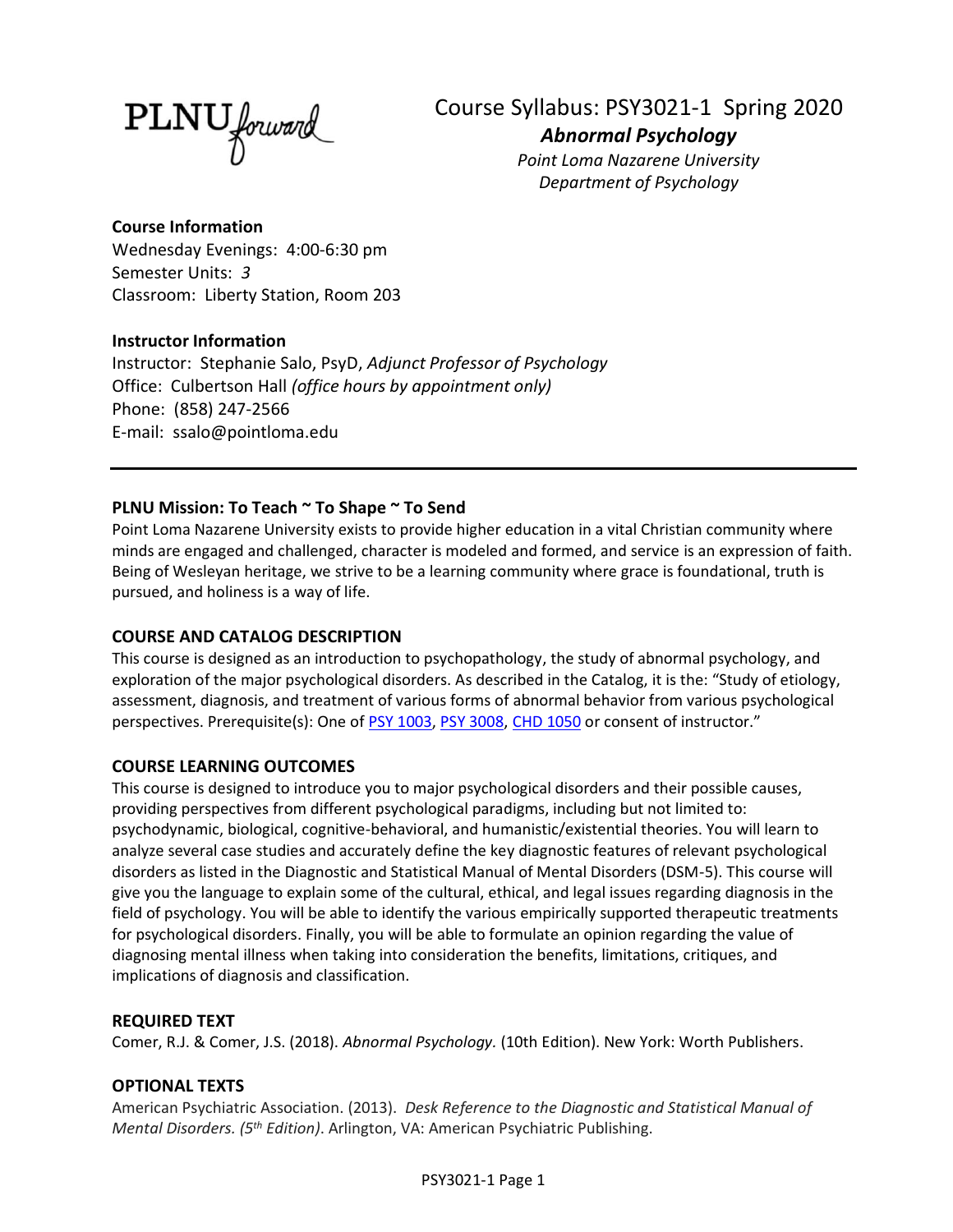PLNU forward

# Course Syllabus: PSY3021-1 Spring 2020

## *Abnormal Psychology*

*Point Loma Nazarene University*
*Department of Psychology*

**Course Information**
Wednesday Evenings: 4:00-6:30 pm
Semester Units: *3*
Classroom: Liberty Station, Room 203

**Instructor Information**
Instructor: Stephanie Salo, PsyD, *Adjunct Professor of Psychology*
Office: Culbertson Hall *(office hours by appointment only)*
Phone: (858) 247-2566
E-mail: ssalo@pointloma.edu

---

### PLNU Mission: To Teach ~ To Shape ~ To Send

Point Loma Nazarene University exists to provide higher education in a vital Christian community where minds are engaged and challenged, character is modeled and formed, and service is an expression of faith. Being of Wesleyan heritage, we strive to be a learning community where grace is foundational, truth is pursued, and holiness is a way of life.

### COURSE AND CATALOG DESCRIPTION

This course is designed as an introduction to psychopathology, the study of abnormal psychology, and exploration of the major psychological disorders. As described in the Catalog, it is the: "Study of etiology, assessment, diagnosis, and treatment of various forms of abnormal behavior from various psychological perspectives. Prerequisite(s): One of PSY 1003, PSY 3008, CHD 1050 or consent of instructor."

### COURSE LEARNING OUTCOMES

This course is designed to introduce you to major psychological disorders and their possible causes, providing perspectives from different psychological paradigms, including but not limited to: psychodynamic, biological, cognitive-behavioral, and humanistic/existential theories. You will learn to analyze several case studies and accurately define the key diagnostic features of relevant psychological disorders as listed in the Diagnostic and Statistical Manual of Mental Disorders (DSM-5). This course will give you the language to explain some of the cultural, ethical, and legal issues regarding diagnosis in the field of psychology. You will be able to identify the various empirically supported therapeutic treatments for psychological disorders. Finally, you will be able to formulate an opinion regarding the value of diagnosing mental illness when taking into consideration the benefits, limitations, critiques, and implications of diagnosis and classification.

### REQUIRED TEXT

Comer, R.J. & Comer, J.S. (2018). *Abnormal Psychology.* (10th Edition). New York: Worth Publishers.

### OPTIONAL TEXTS

American Psychiatric Association. (2013). *Desk Reference to the Diagnostic and Statistical Manual of Mental Disorders. (5th Edition)*. Arlington, VA: American Psychiatric Publishing.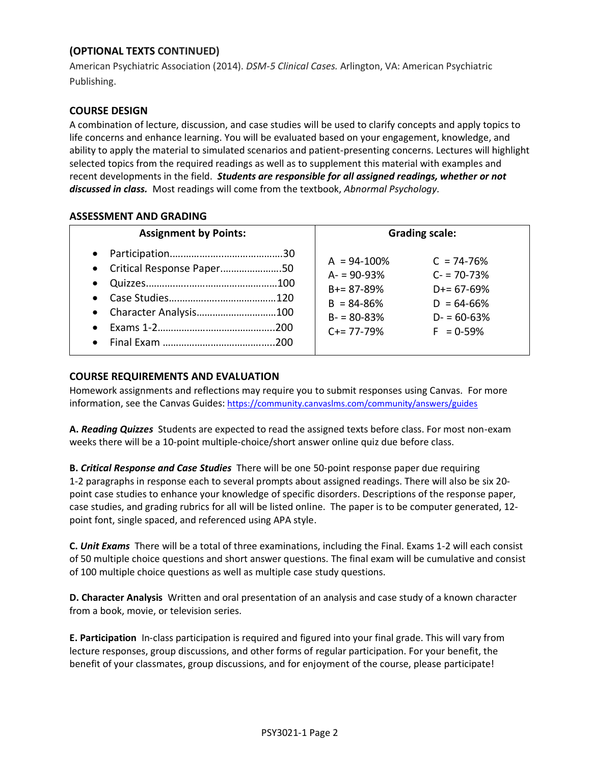## (OPTIONAL TEXTS CONTINUED)

American Psychiatric Association (2014). *DSM-5 Clinical Cases.* Arlington, VA: American Psychiatric Publishing.

## COURSE DESIGN

A combination of lecture, discussion, and case studies will be used to clarify concepts and apply topics to life concerns and enhance learning. You will be evaluated based on your engagement, knowledge, and ability to apply the material to simulated scenarios and patient-presenting concerns. Lectures will highlight selected topics from the required readings as well as to supplement this material with examples and recent developments in the field. ***Students are responsible for all assigned readings, whether or not discussed in class.*** Most readings will come from the textbook, *Abnormal Psychology*.

## ASSESSMENT AND GRADING

| Assignment by Points: | Grading scale: | |
|---|---|---|
| • Participation……………………………………30 | A = 94-100% | C = 74-76% |
| • Critical Response Paper…………………50 | A- = 90-93% | C- = 70-73% |
| • Quizzes…………………………………………100 | B+= 87-89% | D+= 67-69% |
| • Case Studies…………………………………120 | B = 84-86% | D = 64-66% |
| • Character Analysis………………………100 | B- = 80-83% | D- = 60-63% |
| • Exams 1-2……………………………………200 | C+= 77-79% | F = 0-59% |
| • Final Exam …………………………………200 | | |

## COURSE REQUIREMENTS AND EVALUATION

Homework assignments and reflections may require you to submit responses using Canvas. For more information, see the Canvas Guides: https://community.canvaslms.com/community/answers/guides

**A. *Reading Quizzes*** Students are expected to read the assigned texts before class. For most non-exam weeks there will be a 10-point multiple-choice/short answer online quiz due before class.

**B. *Critical Response and Case Studies*** There will be one 50-point response paper due requiring 1-2 paragraphs in response each to several prompts about assigned readings. There will also be six 20-point case studies to enhance your knowledge of specific disorders. Descriptions of the response paper, case studies, and grading rubrics for all will be listed online. The paper is to be computer generated, 12-point font, single spaced, and referenced using APA style.

**C. *Unit Exams*** There will be a total of three examinations, including the Final. Exams 1-2 will each consist of 50 multiple choice questions and short answer questions. The final exam will be cumulative and consist of 100 multiple choice questions as well as multiple case study questions.

**D. Character Analysis** Written and oral presentation of an analysis and case study of a known character from a book, movie, or television series.

**E. Participation** In-class participation is required and figured into your final grade. This will vary from lecture responses, group discussions, and other forms of regular participation. For your benefit, the benefit of your classmates, group discussions, and for enjoyment of the course, please participate!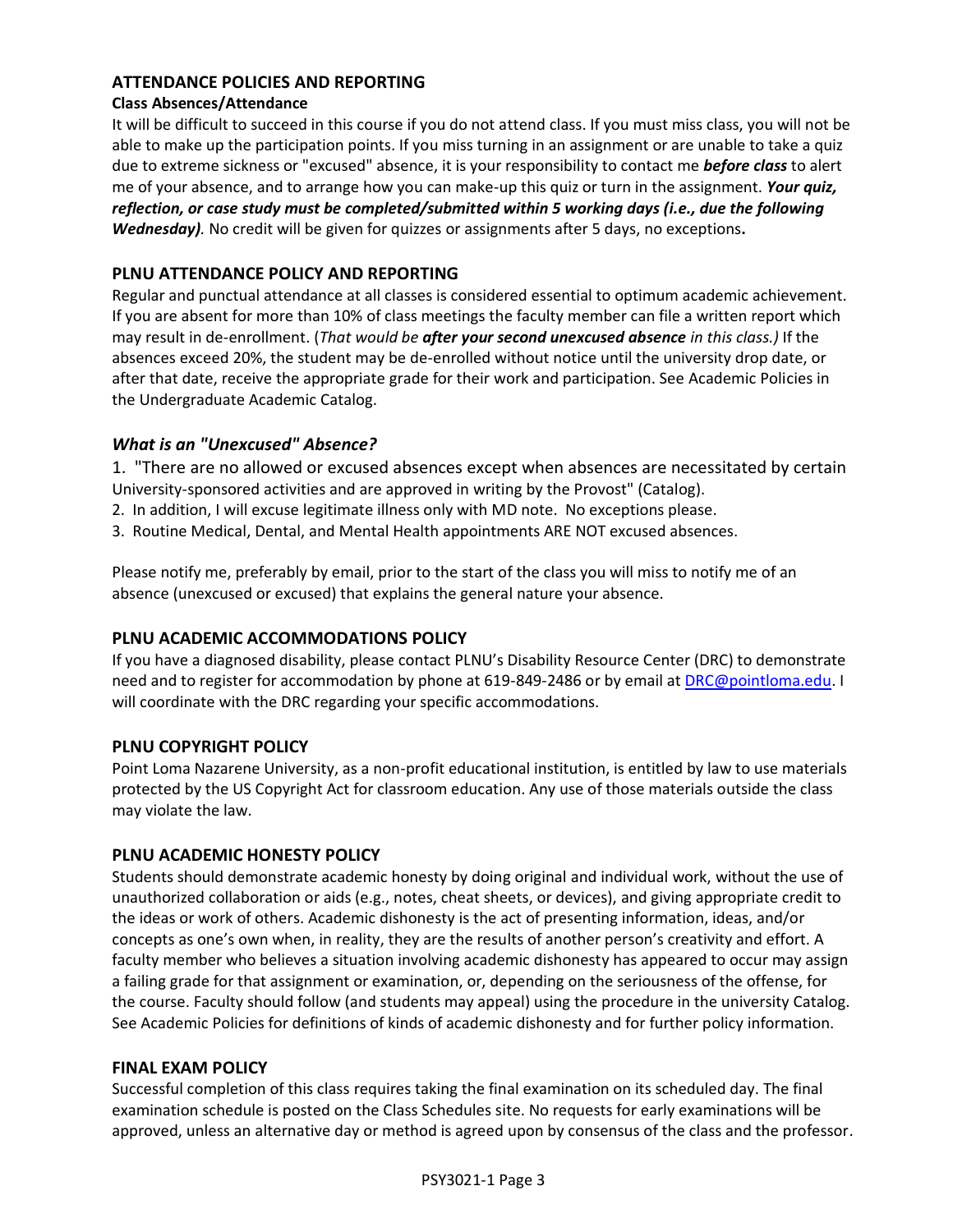## ATTENDANCE POLICIES AND REPORTING

### Class Absences/Attendance

It will be difficult to succeed in this course if you do not attend class. If you must miss class, you will not be able to make up the participation points. If you miss turning in an assignment or are unable to take a quiz due to extreme sickness or "excused" absence, it is your responsibility to contact me ***before class*** to alert me of your absence, and to arrange how you can make-up this quiz or turn in the assignment. ***Your quiz, reflection, or case study must be completed/submitted within 5 working days (i.e., due the following Wednesday).*** No credit will be given for quizzes or assignments after 5 days, no exceptions**.**

## PLNU ATTENDANCE POLICY AND REPORTING

Regular and punctual attendance at all classes is considered essential to optimum academic achievement. If you are absent for more than 10% of class meetings the faculty member can file a written report which may result in de-enrollment. (*That would be **after your second unexcused absence** in this class.)* If the absences exceed 20%, the student may be de-enrolled without notice until the university drop date, or after that date, receive the appropriate grade for their work and participation. See Academic Policies in the Undergraduate Academic Catalog.

### *What is an "Unexcused" Absence?*

1. "There are no allowed or excused absences except when absences are necessitated by certain University-sponsored activities and are approved in writing by the Provost" (Catalog).
2. In addition, I will excuse legitimate illness only with MD note. No exceptions please.
3. Routine Medical, Dental, and Mental Health appointments ARE NOT excused absences.

Please notify me, preferably by email, prior to the start of the class you will miss to notify me of an absence (unexcused or excused) that explains the general nature your absence.

## PLNU ACADEMIC ACCOMMODATIONS POLICY

If you have a diagnosed disability, please contact PLNU's Disability Resource Center (DRC) to demonstrate need and to register for accommodation by phone at 619-849-2486 or by email at [DRC@pointloma.edu](mailto:DRC@pointloma.edu). I will coordinate with the DRC regarding your specific accommodations.

## PLNU COPYRIGHT POLICY

Point Loma Nazarene University, as a non-profit educational institution, is entitled by law to use materials protected by the US Copyright Act for classroom education. Any use of those materials outside the class may violate the law.

## PLNU ACADEMIC HONESTY POLICY

Students should demonstrate academic honesty by doing original and individual work, without the use of unauthorized collaboration or aids (e.g., notes, cheat sheets, or devices), and giving appropriate credit to the ideas or work of others. Academic dishonesty is the act of presenting information, ideas, and/or concepts as one's own when, in reality, they are the results of another person's creativity and effort. A faculty member who believes a situation involving academic dishonesty has appeared to occur may assign a failing grade for that assignment or examination, or, depending on the seriousness of the offense, for the course. Faculty should follow (and students may appeal) using the procedure in the university Catalog. See Academic Policies for definitions of kinds of academic dishonesty and for further policy information.

## FINAL EXAM POLICY

Successful completion of this class requires taking the final examination on its scheduled day. The final examination schedule is posted on the Class Schedules site. No requests for early examinations will be approved, unless an alternative day or method is agreed upon by consensus of the class and the professor.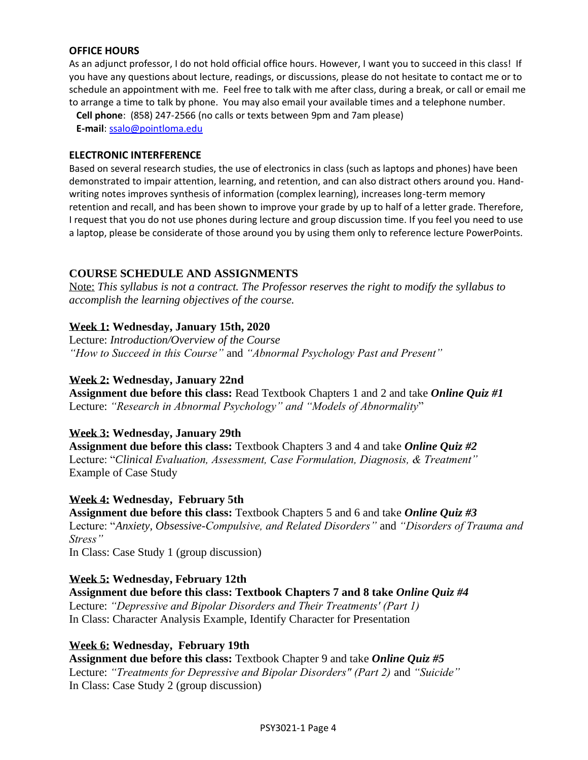## OFFICE HOURS

As an adjunct professor, I do not hold official office hours. However, I want you to succeed in this class! If you have any questions about lecture, readings, or discussions, please do not hesitate to contact me or to schedule an appointment with me. Feel free to talk with me after class, during a break, or call or email me to arrange a time to talk by phone. You may also email your available times and a telephone number.

**Cell phone**: (858) 247-2566 (no calls or texts between 9pm and 7am please)

**E-mail**: ssalo@pointloma.edu

## ELECTRONIC INTERFERENCE

Based on several research studies, the use of electronics in class (such as laptops and phones) have been demonstrated to impair attention, learning, and retention, and can also distract others around you. Hand-writing notes improves synthesis of information (complex learning), increases long-term memory retention and recall, and has been shown to improve your grade by up to half of a letter grade. Therefore, I request that you do not use phones during lecture and group discussion time. If you feel you need to use a laptop, please be considerate of those around you by using them only to reference lecture PowerPoints.

## COURSE SCHEDULE AND ASSIGNMENTS

Note: *This syllabus is not a contract. The Professor reserves the right to modify the syllabus to accomplish the learning objectives of the course.*

**Week 1: Wednesday, January 15th, 2020**

Lecture: *Introduction/Overview of the Course*
*"How to Succeed in this Course"* and *"Abnormal Psychology Past and Present"*

**Week 2: Wednesday, January 22nd**

**Assignment due before this class:** Read Textbook Chapters 1 and 2 and take ***Online Quiz #1***
Lecture: *"Research in Abnormal Psychology" and "Models of Abnormality*"

**Week 3: Wednesday, January 29th**

**Assignment due before this class:** Textbook Chapters 3 and 4 and take ***Online Quiz #2***
Lecture: "*Clinical Evaluation, Assessment, Case Formulation, Diagnosis, & Treatment"*
Example of Case Study

**Week 4: Wednesday, February 5th**

**Assignment due before this class:** Textbook Chapters 5 and 6 and take ***Online Quiz #3***
Lecture: "*Anxiety, Obsessive-Compulsive, and Related Disorders"* and *"Disorders of Trauma and Stress"*
In Class: Case Study 1 (group discussion)

**Week 5: Wednesday, February 12th**

**Assignment due before this class: Textbook Chapters 7 and 8 take *Online Quiz #4***
Lecture: *"Depressive and Bipolar Disorders and Their Treatments' (Part 1)*
In Class: Character Analysis Example, Identify Character for Presentation

**Week 6: Wednesday, February 19th**

**Assignment due before this class:** Textbook Chapter 9 and take ***Online Quiz #5***
Lecture: *"Treatments for Depressive and Bipolar Disorders" (Part 2)* and *"Suicide"*
In Class: Case Study 2 (group discussion)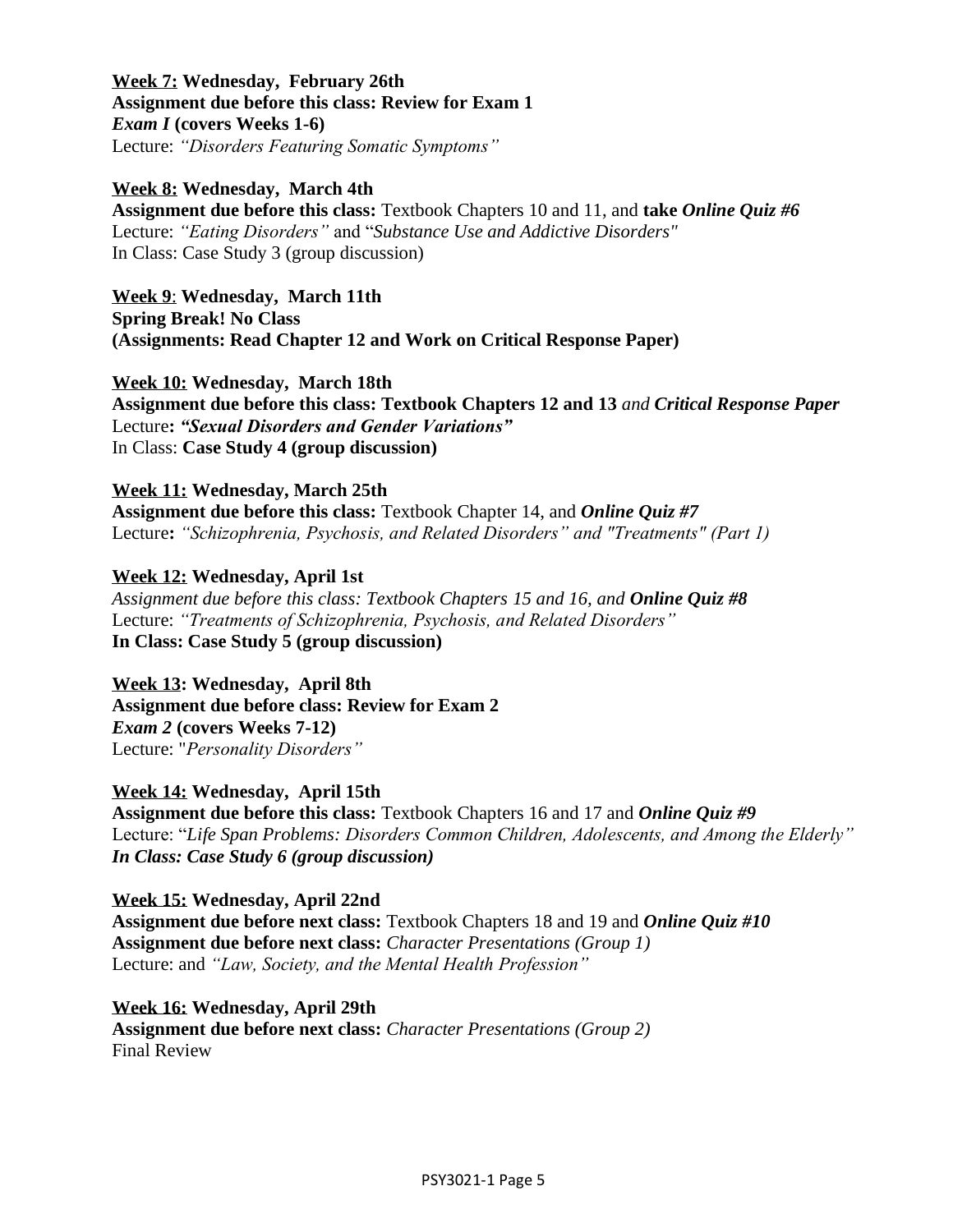**<u>Week 7:</u> Wednesday, February 26th**
**Assignment due before this class: Review for Exam 1**
***Exam I* (covers Weeks 1-6)**
Lecture: *"Disorders Featuring Somatic Symptoms"*

**<u>Week 8:</u> Wednesday, March 4th**
**Assignment due before this class:** Textbook Chapters 10 and 11, and **take *Online Quiz #6***
Lecture: *"Eating Disorders"* and "*Substance Use and Addictive Disorders"*
In Class: Case Study 3 (group discussion)

**<u>Week 9</u>: Wednesday, March 11th**
**Spring Break! No Class**
**(Assignments: Read Chapter 12 and Work on Critical Response Paper)**

**<u>Week 10:</u> Wednesday, March 18th**
**Assignment due before this class: Textbook Chapters 12 and 13** *and* ***Critical Response Paper***
Lecture**: *"Sexual Disorders and Gender Variations"***
In Class: **Case Study 4 (group discussion)**

**<u>Week 11:</u> Wednesday, March 25th**
**Assignment due before this class:** Textbook Chapter 14, and ***Online Quiz #7***
Lecture**:** *"Schizophrenia, Psychosis, and Related Disorders" and "Treatments" (Part 1)*

**<u>Week 12:</u> Wednesday, April 1st**
*Assignment due before this class: Textbook Chapters 15 and 16, and **Online Quiz #8***
Lecture: *"Treatments of Schizophrenia, Psychosis, and Related Disorders"*
**In Class: Case Study 5 (group discussion)**

**<u>Week 13</u>: Wednesday, April 8th**
**Assignment due before class: Review for Exam 2**
***Exam 2* (covers Weeks 7-12)**
Lecture: "*Personality Disorders"*

**<u>Week 14:</u> Wednesday, April 15th**
**Assignment due before this class:** Textbook Chapters 16 and 17 and ***Online Quiz #9***
Lecture: "*Life Span Problems: Disorders Common Children, Adolescents, and Among the Elderly"*
***In Class: Case Study 6 (group discussion)***

**<u>Week 15:</u> Wednesday, April 22nd**
**Assignment due before next class:** Textbook Chapters 18 and 19 and ***Online Quiz #10***
**Assignment due before next class:** *Character Presentations (Group 1)*
Lecture: and *"Law, Society, and the Mental Health Profession"*

**<u>Week 16:</u> Wednesday, April 29th**
**Assignment due before next class:** *Character Presentations (Group 2)*
Final Review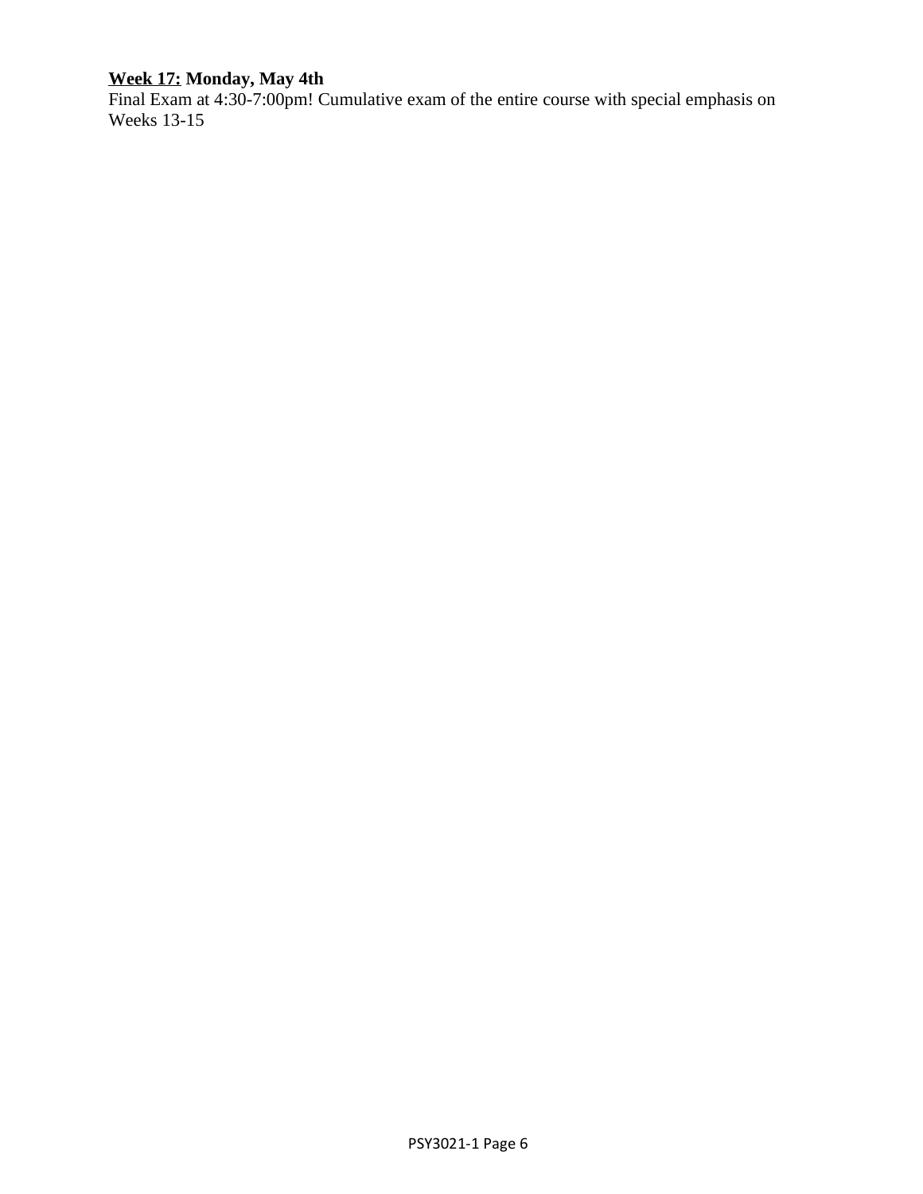**<u>Week 17:</u> Monday, May 4th**
Final Exam at 4:30-7:00pm! Cumulative exam of the entire course with special emphasis on Weeks 13-15